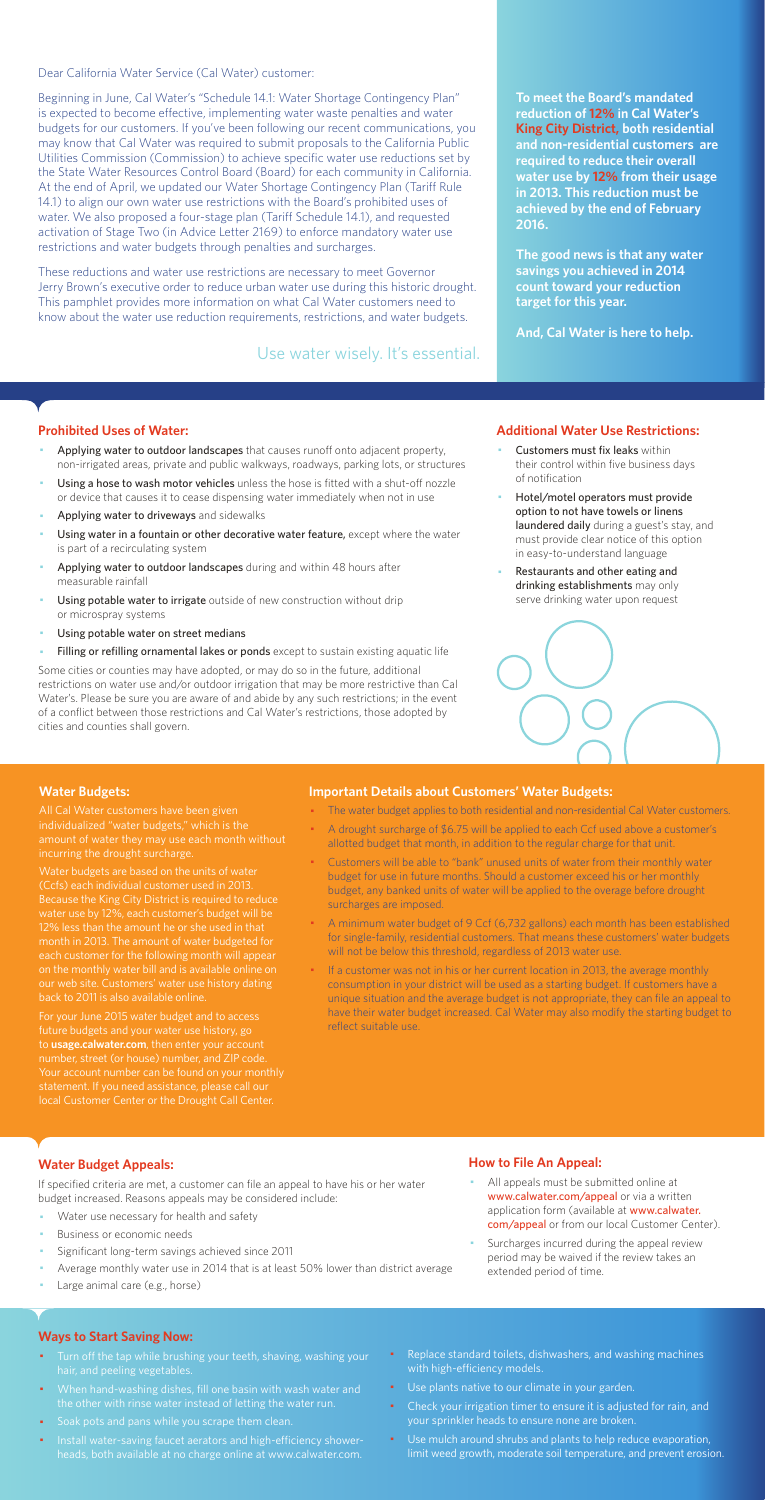Dear California Water Service (Cal Water) customer:

Beginning in June, Cal Water's "Schedule 14.1: Water Shortage Contingency Plan" is expected to become effective, implementing water waste penalties and water budgets for our customers. If you've been following our recent communications, you may know that Cal Water was required to submit proposals to the California Public Utilities Commission (Commission) to achieve specific water use reductions set by the State Water Resources Control Board (Board) for each community in California. At the end of April, we updated our Water Shortage Contingency Plan (Tariff Rule 14.1) to align our own water use restrictions with the Board's prohibited uses of water. We also proposed a four-stage plan (Tariff Schedule 14.1), and requested activation of Stage Two (in Advice Letter 2169) to enforce mandatory water use restrictions and water budgets through penalties and surcharges.

These reductions and water use restrictions are necessary to meet Governor Jerry Brown's executive order to reduce urban water use during this historic drought. This pamphlet provides more information on what Cal Water customers need to know about the water use reduction requirements, restrictions, and water budgets.

Use water wisely. It's essential.

**To meet the Board's mandated reduction of 12% in Cal Water's King City District, both residential and non-residential customers are required to reduce their overall water use by 12% from their usage in 2013. This reduction must be achieved by the end of February 2016.**

**The good news is that any water savings you achieved in 2014 count toward your reduction target for this year.**

**And, Cal Water is here to help.**

## Prohibited Uses of Water:

- Applying water to outdoor landscapes that causes runoff onto adjacent property, non-irrigated areas, private and public walkways, roadways, parking lots, or structures
- Using a hose to wash motor vehicles unless the hose is fitted with a shut-off nozzle or device that causes it to cease dispensing water immediately when not in use
- Applying water to driveways and sidewalks
- Using water in a fountain or other decorative water feature, except where the water is part of a recirculating system
- Applying water to outdoor landscapes during and within 48 hours after measurable rainfall
- Using potable water to irrigate outside of new construction without drip or microspray systems
- Using potable water on street medians
- Filling or refilling ornamental lakes or ponds except to sustain existing aquatic life

Some cities or counties may have adopted, or may do so in the future, additional restrictions on water use and/or outdoor irrigation that may be more restrictive than Cal Water's. Please be sure you are aware of and abide by any such restrictions; in the event of a conflict between those restrictions and Cal Water's restrictions, those adopted by cities and counties shall govern.

## Additional Water Use Restrictions:

- Customers must fix leaks within their control within five business days of notification
- Hotel/motel operators must provide option to not have towels or linens laundered daily during a guest's stay, and must provide clear notice of this option in easy-to-understand language
- Restaurants and other eating and drinking establishments may only serve drinking water upon request

## Water Budgets:

All Cal Water customers have been given individualized "water budgets," which is the amount of water they may use each month without incurring the drought surcharge.

Water budgets are based on the units of water (Ccfs) each individual customer used in 2013. Because the King City District is required to reduce water use by 12%, each customer's budget will be 12% less than the amount he or she used in that month in 2013. The amount of water budgeted for each customer for the following month will appear on the monthly water bill and is available online on our web site. Customers' water use history dating back to 2011 is also available online.

For your June 2015 water budget and to access future budgets and your water use history, go to **usage.calwater.com**, then enter your account number, street (or house) number, and ZIP code. Your account number can be found on your monthly statement. If you need assistance, please call our local Customer Center or the Drought Call Center.

## Important Details about Customers' Water Budgets:

- The water budget applies to both residential and non-residential Cal Water customers.
- A drought surcharge of $6.75 will be applied to each Ccf used above a customer's allotted budget that month, in addition to the regular charge for that unit.
- Customers will be able to "bank" unused units of water from their monthly water budget for use in future months. Should a customer exceed his or her monthly budget, any banked units of water will be applied to the overage before drought surcharges are imposed.
- A minimum water budget of 9 Ccf (6,732 gallons) each month has been established for single-family, residential customers. That means these customers' water budgets will not be below this threshold, regardless of 2013 water use.
- If a customer was not in his or her current location in 2013, the average monthly consumption in your district will be used as a starting budget. If customers have a unique situation and the average budget is not appropriate, they can file an appeal to have their water budget increased. Cal Water may also modify the starting budget to reflect suitable use.

## Water Budget Appeals:

If specified criteria are met, a customer can file an appeal to have his or her water budget increased. Reasons appeals may be considered include:

- Water use necessary for health and safety
- Business or economic needs
- Significant long-term savings achieved since 2011
- Average monthly water use in 2014 that is at least 50% lower than district average
- Large animal care (e.g., horse)

## How to File An Appeal:

- All appeals must be submitted online at www.calwater.com/appeal or via a written application form (available at www.calwater.com/appeal or from our local Customer Center).
- Surcharges incurred during the appeal review period may be waived if the review takes an extended period of time.

## Ways to Start Saving Now:

- Turn off the tap while brushing your teeth, shaving, washing your hair, and peeling vegetables.
- When hand-washing dishes, fill one basin with wash water and the other with rinse water instead of letting the water run.
- Soak pots and pans while you scrape them clean.
- Install water-saving faucet aerators and high-efficiency showerheads, both available at no charge online at www.calwater.com.
- Replace standard toilets, dishwashers, and washing machines with high-efficiency models.
- Use plants native to our climate in your garden.
- Check your irrigation timer to ensure it is adjusted for rain, and your sprinkler heads to ensure none are broken.
- Use mulch around shrubs and plants to help reduce evaporation, limit weed growth, moderate soil temperature, and prevent erosion.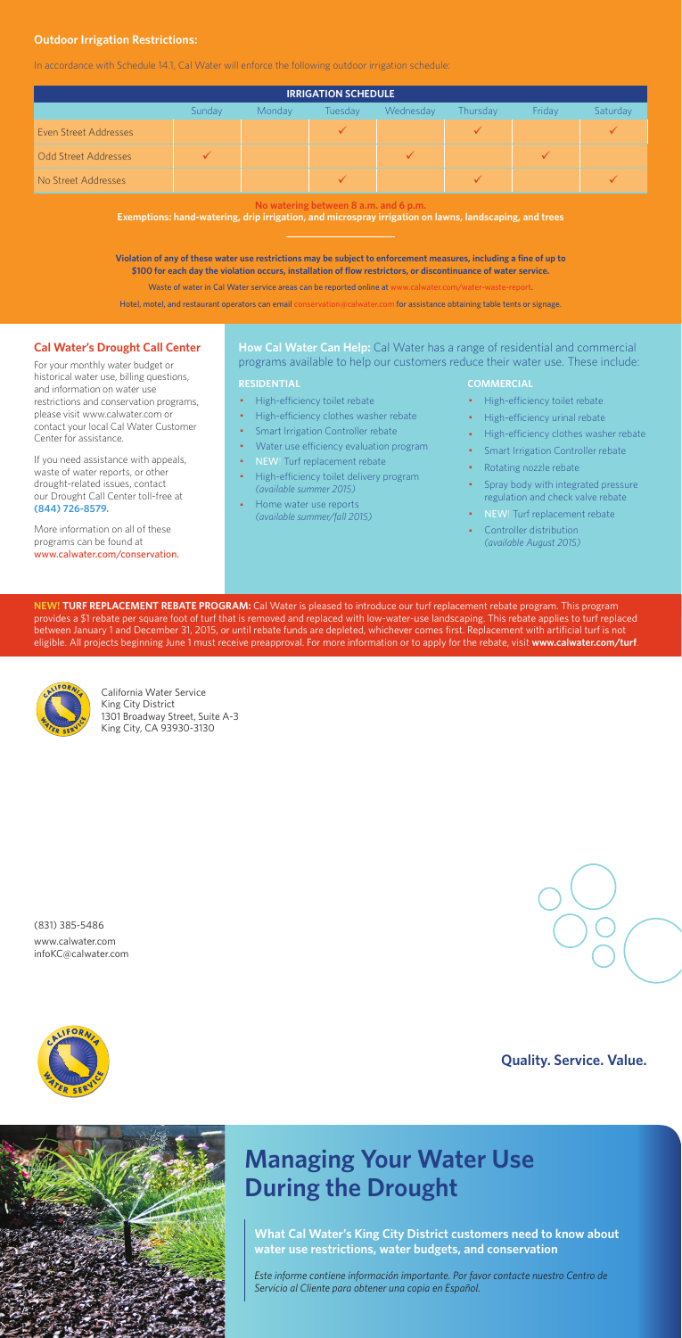### Outdoor Irrigation Restrictions:

In accordance with Schedule 14.1, Cal Water will enforce the following outdoor irrigation schedule:

| IRRIGATION SCHEDULE | Sunday | Monday | Tuesday | Wednesday | Thursday | Friday | Saturday |
|---|---|---|---|---|---|---|---|
| Even Street Addresses | | | ✓ | | ✓ | | ✓ |
| Odd Street Addresses | ✓ | | | ✓ | | ✓ | |
| No Street Addresses | | | ✓ | | ✓ | | ✓ |

**No watering between 8 a.m. and 6 p.m.**

**Exemptions: hand-watering, drip irrigation, and microspray irrigation on lawns, landscaping, and trees**

**Violation of any of these water use restrictions may be subject to enforcement measures, including a fine of up to $100 for each day the violation occurs, installation of flow restrictors, or discontinuance of water service.**

Waste of water in Cal Water service areas can be reported online at www.calwater.com/water-waste-report.

Hotel, motel, and restaurant operators can email conservation@calwater.com for assistance obtaining table tents or signage.

### Cal Water's Drought Call Center

For your monthly water budget or historical water use, billing questions, and information on water use restrictions and conservation programs, please visit www.calwater.com or contact your local Cal Water Customer Center for assistance.

If you need assistance with appeals, waste of water reports, or other drought-related issues, contact our Drought Call Center toll-free at **(844) 726-8579.**

More information on all of these programs can be found at www.calwater.com/conservation.

**How Cal Water Can Help:** Cal Water has a range of residential and commercial programs available to help our customers reduce their water use. These include:

**RESIDENTIAL**

- High-efficiency toilet rebate
- High-efficiency clothes washer rebate
- Smart Irrigation Controller rebate
- Water use efficiency evaluation program
- NEW! Turf replacement rebate
- High-efficiency toilet delivery program *(available summer 2015)*
- Home water use reports *(available summer/fall 2015)*

**COMMERCIAL**

- High-efficiency toilet rebate
- High-efficiency urinal rebate
- High-efficiency clothes washer rebate
- Smart Irrigation Controller rebate
- Rotating nozzle rebate
- Spray body with integrated pressure regulation and check valve rebate
- NEW! Turf replacement rebate
- Controller distribution *(available August 2015)*

**NEW! TURF REPLACEMENT REBATE PROGRAM:** Cal Water is pleased to introduce our turf replacement rebate program. This program provides a $1 rebate per square foot of turf that is removed and replaced with low-water-use landscaping. This rebate applies to turf replaced between January 1 and December 31, 2015, or until rebate funds are depleted, whichever comes first. Replacement with artificial turf is not eligible. All projects beginning June 1 must receive preapproval. For more information or to apply for the rebate, visit **www.calwater.com/turf**.

California Water Service
King City District
1301 Broadway Street, Suite A-3
King City, CA 93930-3130

(831) 385-5486
www.calwater.com
infoKC@calwater.com

**Quality. Service. Value.**

# Managing Your Water Use During the Drought

**What Cal Water's King City District customers need to know about water use restrictions, water budgets, and conservation**

*Este informe contiene información importante. Por favor contacte nuestro Centro de Servicio al Cliente para obtener una copia en Español.*